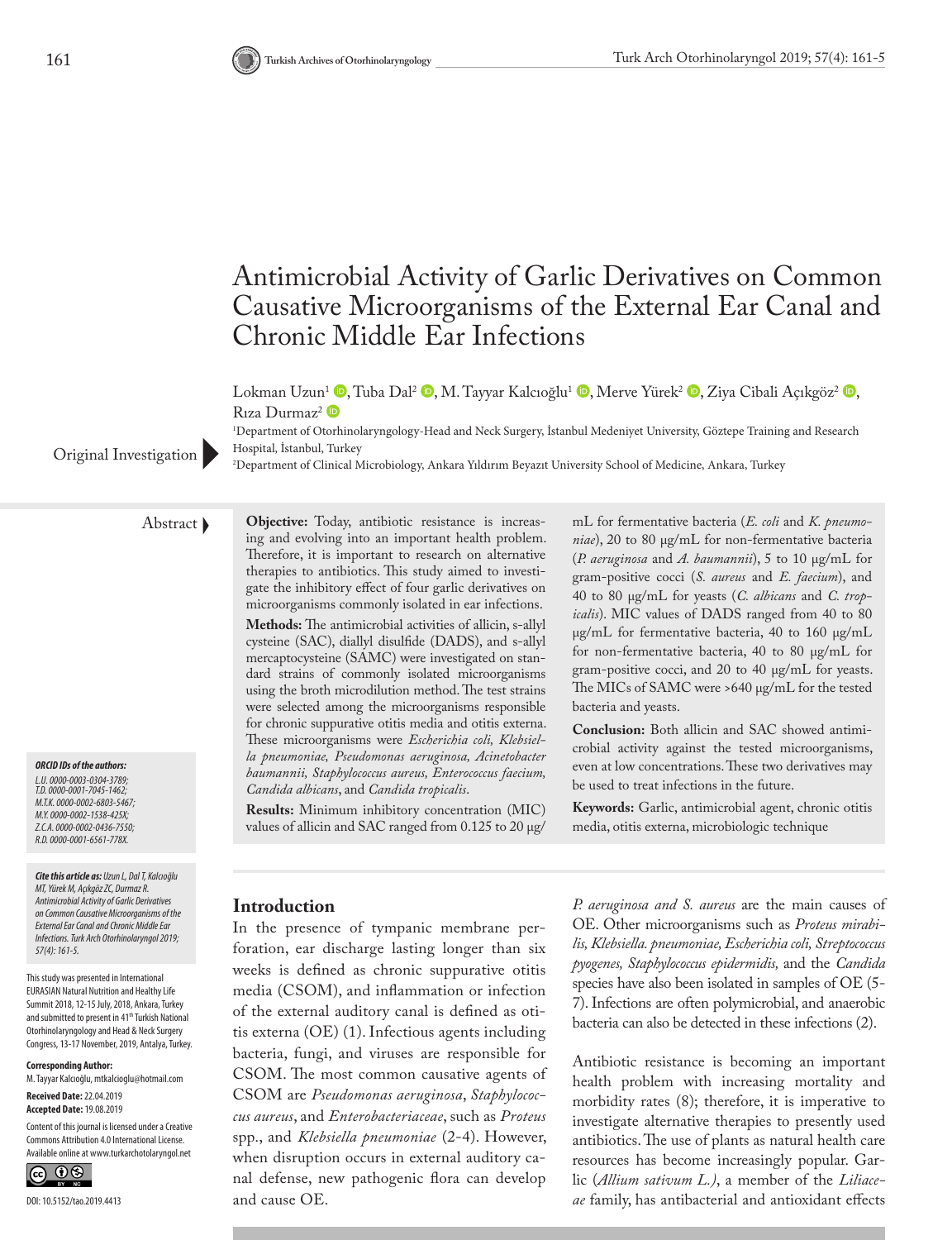# Antimicrobial Activity of Garlic Derivatives on Common Causative Microorganisms of the External Ear Canal and Chronic Middle Ear Infections

Lokman Uzun[1], Tuba Dal[2], M. Tayyar Kalcıoğlu[1], Merve Yürek[2], Ziya Cibali Açıkgöz[2], Rıza Durmaz[2]

[1]Department of Otorhinolaryngology-Head and Neck Surgery, İstanbul Medeniyet University, Göztepe Training and Research Hospital, İstanbul, Turkey

[2]Department of Clinical Microbiology, Ankara Yıldırım Beyazıt University School of Medicine, Ankara, Turkey

Original Investigation

**ORCID IDs of the authors:**
*L.U. 0000-0003-0304-3789; T.D. 0000-0001-7045-1462; M.T.K. 0000-0002-6803-5467; M.Y. 0000-0002-1538-425X; Z.C.A. 0000-0002-0436-7550; R.D. 0000-0001-6561-778X.*

***Cite this article as:*** *Uzun L, Dal T, Kalcıoğlu MT, Yürek M, Açıkgöz ZC, Durmaz R. Antimicrobial Activity of Garlic Derivatives on Common Causative Microorganisms of the External Ear Canal and Chronic Middle Ear Infections. Turk Arch Otorhinolaryngol 2019; 57(4): 161-5.*

This study was presented in International EURASIAN Natural Nutrition and Healthy Life Summit 2018, 12-15 July, 2018, Ankara, Turkey and submitted to present in 41st Turkish National Otorhinolaryngology and Head & Neck Surgery Congress, 13-17 November, 2019, Antalya, Turkey.

**Corresponding Author:**
M. Tayyar Kalcıoğlu, mtkalcioglu@hotmail.com

**Received Date:** 22.04.2019
**Accepted Date:** 19.08.2019

Content of this journal is licensed under a Creative Commons Attribution 4.0 International License. Available online at www.turkarchotolaryngol.net

DOI: 10.5152/tao.2019.4413

## Abstract

**Objective:** Today, antibiotic resistance is increasing and evolving into an important health problem. Therefore, it is important to research on alternative therapies to antibiotics. This study aimed to investigate the inhibitory effect of four garlic derivatives on microorganisms commonly isolated in ear infections.

**Methods:** The antimicrobial activities of allicin, s-allyl cysteine (SAC), diallyl disulfide (DADS), and s-allyl mercaptocysteine (SAMC) were investigated on standard strains of commonly isolated microorganisms using the broth microdilution method. The test strains were selected among the microorganisms responsible for chronic suppurative otitis media and otitis externa. These microorganisms were *Escherichia coli, Klebsiella pneumoniae, Pseudomonas aeruginosa, Acinetobacter baumannii, Staphylococcus aureus, Enterococcus faecium, Candida albicans*, and *Candida tropicalis*.

**Results:** Minimum inhibitory concentration (MIC) values of allicin and SAC ranged from 0.125 to 20 μg/mL for fermentative bacteria (*E. coli* and *K. pneumoniae*), 20 to 80 μg/mL for non-fermentative bacteria (*P. aeruginosa* and *A. baumannii*), 5 to 10 μg/mL for gram-positive cocci (*S. aureus* and *E. faecium*), and 40 to 80 μg/mL for yeasts (*C. albicans* and *C. tropicalis*). MIC values of DADS ranged from 40 to 80 μg/mL for fermentative bacteria, 40 to 160 μg/mL for non-fermentative bacteria, 40 to 80 μg/mL for gram-positive cocci, and 20 to 40 μg/mL for yeasts. The MICs of SAMC were >640 μg/mL for the tested bacteria and yeasts.

**Conclusion:** Both allicin and SAC showed antimicrobial activity against the tested microorganisms, even at low concentrations. These two derivatives may be used to treat infections in the future.

**Keywords:** Garlic, antimicrobial agent, chronic otitis media, otitis externa, microbiologic technique

## Introduction

In the presence of tympanic membrane perforation, ear discharge lasting longer than six weeks is defined as chronic suppurative otitis media (CSOM), and inflammation or infection of the external auditory canal is defined as otitis externa (OE) (1). Infectious agents including bacteria, fungi, and viruses are responsible for CSOM. The most common causative agents of CSOM are *Pseudomonas aeruginosa*, *Staphylococcus aureus*, and *Enterobacteriaceae*, such as *Proteus* spp., and *Klebsiella pneumoniae* (2-4). However, when disruption occurs in external auditory canal defense, new pathogenic flora can develop and cause OE.

*P. aeruginosa and S. aureus* are the main causes of OE. Other microorganisms such as *Proteus mirabilis, Klebsiella. pneumoniae, Escherichia coli, Streptococcus pyogenes, Staphylococcus epidermidis,* and the *Candida* species have also been isolated in samples of OE (5-7). Infections are often polymicrobial, and anaerobic bacteria can also be detected in these infections (2).

Antibiotic resistance is becoming an important health problem with increasing mortality and morbidity rates (8); therefore, it is imperative to investigate alternative therapies to presently used antibiotics. The use of plants as natural health care resources has become increasingly popular. Garlic (*Allium sativum L.)*, a member of the *Liliaceae* family, has antibacterial and antioxidant effects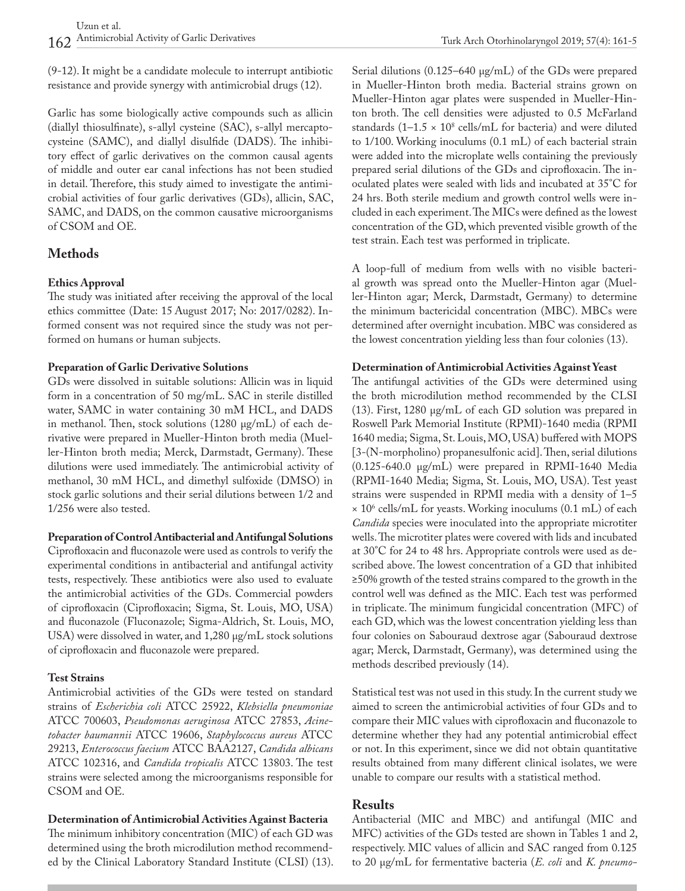(9-12). It might be a candidate molecule to interrupt antibiotic resistance and provide synergy with antimicrobial drugs (12).

Garlic has some biologically active compounds such as allicin (diallyl thiosulfinate), s-allyl cysteine (SAC), s-allyl mercaptocysteine (SAMC), and diallyl disulfide (DADS). The inhibitory effect of garlic derivatives on the common causal agents of middle and outer ear canal infections has not been studied in detail. Therefore, this study aimed to investigate the antimicrobial activities of four garlic derivatives (GDs), allicin, SAC, SAMC, and DADS, on the common causative microorganisms of CSOM and OE.

## Methods

### Ethics Approval

The study was initiated after receiving the approval of the local ethics committee (Date: 15 August 2017; No: 2017/0282). Informed consent was not required since the study was not performed on humans or human subjects.

### Preparation of Garlic Derivative Solutions

GDs were dissolved in suitable solutions: Allicin was in liquid form in a concentration of 50 mg/mL. SAC in sterile distilled water, SAMC in water containing 30 mM HCL, and DADS in methanol. Then, stock solutions (1280 µg/mL) of each derivative were prepared in Mueller-Hinton broth media (Mueller-Hinton broth media; Merck, Darmstadt, Germany). These dilutions were used immediately. The antimicrobial activity of methanol, 30 mM HCL, and dimethyl sulfoxide (DMSO) in stock garlic solutions and their serial dilutions between 1/2 and 1/256 were also tested.

### Preparation of Control Antibacterial and Antifungal Solutions

Ciprofloxacin and fluconazole were used as controls to verify the experimental conditions in antibacterial and antifungal activity tests, respectively. These antibiotics were also used to evaluate the antimicrobial activities of the GDs. Commercial powders of ciprofloxacin (Ciprofloxacin; Sigma, St. Louis, MO, USA) and fluconazole (Fluconazole; Sigma-Aldrich, St. Louis, MO, USA) were dissolved in water, and 1,280 µg/mL stock solutions of ciprofloxacin and fluconazole were prepared.

### Test Strains

Antimicrobial activities of the GDs were tested on standard strains of *Escherichia coli* ATCC 25922, *Klebsiella pneumoniae* ATCC 700603, *Pseudomonas aeruginosa* ATCC 27853, *Acinetobacter baumannii* ATCC 19606, *Staphylococcus aureus* ATCC 29213, *Enterococcus faecium* ATCC BAA2127, *Candida albicans* ATCC 102316, and *Candida tropicalis* ATCC 13803. The test strains were selected among the microorganisms responsible for CSOM and OE.

### Determination of Antimicrobial Activities Against Bacteria

The minimum inhibitory concentration (MIC) of each GD was determined using the broth microdilution method recommended by the Clinical Laboratory Standard Institute (CLSI) (13). Serial dilutions (0.125–640 µg/mL) of the GDs were prepared in Mueller-Hinton broth media. Bacterial strains grown on Mueller-Hinton agar plates were suspended in Mueller-Hinton broth. The cell densities were adjusted to 0.5 McFarland standards ($1–1.5 \times 10^8$ cells/mL for bacteria) and were diluted to 1/100. Working inoculums (0.1 mL) of each bacterial strain were added into the microplate wells containing the previously prepared serial dilutions of the GDs and ciprofloxacin. The inoculated plates were sealed with lids and incubated at 35°C for 24 hrs. Both sterile medium and growth control wells were included in each experiment. The MICs were defined as the lowest concentration of the GD, which prevented visible growth of the test strain. Each test was performed in triplicate.

A loop-full of medium from wells with no visible bacterial growth was spread onto the Mueller-Hinton agar (Mueller-Hinton agar; Merck, Darmstadt, Germany) to determine the minimum bactericidal concentration (MBC). MBCs were determined after overnight incubation. MBC was considered as the lowest concentration yielding less than four colonies (13).

### Determination of Antimicrobial Activities Against Yeast

The antifungal activities of the GDs were determined using the broth microdilution method recommended by the CLSI (13). First, 1280 µg/mL of each GD solution was prepared in Roswell Park Memorial Institute (RPMI)-1640 media (RPMI 1640 media; Sigma, St. Louis, MO, USA) buffered with MOPS [3-(N-morpholino) propanesulfonic acid]. Then, serial dilutions (0.125-640.0 µg/mL) were prepared in RPMI-1640 Media (RPMI-1640 Media; Sigma, St. Louis, MO, USA). Test yeast strains were suspended in RPMI media with a density of $1–5 \times 10^6$ cells/mL for yeasts. Working inoculums (0.1 mL) of each *Candida* species were inoculated into the appropriate microtiter wells. The microtiter plates were covered with lids and incubated at 30°C for 24 to 48 hrs. Appropriate controls were used as described above. The lowest concentration of a GD that inhibited ≥50% growth of the tested strains compared to the growth in the control well was defined as the MIC. Each test was performed in triplicate. The minimum fungicidal concentration (MFC) of each GD, which was the lowest concentration yielding less than four colonies on Sabouraud dextrose agar (Sabouraud dextrose agar; Merck, Darmstadt, Germany), was determined using the methods described previously (14).

Statistical test was not used in this study. In the current study we aimed to screen the antimicrobial activities of four GDs and to compare their MIC values with ciprofloxacin and fluconazole to determine whether they had any potential antimicrobial effect or not. In this experiment, since we did not obtain quantitative results obtained from many different clinical isolates, we were unable to compare our results with a statistical method.

## Results

Antibacterial (MIC and MBC) and antifungal (MIC and MFC) activities of the GDs tested are shown in Tables 1 and 2, respectively. MIC values of allicin and SAC ranged from 0.125 to 20 µg/mL for fermentative bacteria (*E. coli* and *K. pneumo-*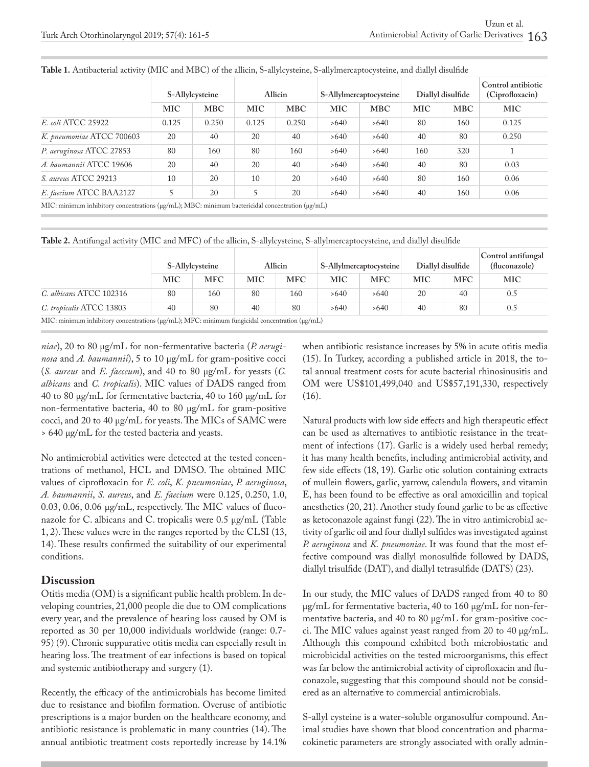**Table 1.** Antibacterial activity (MIC and MBC) of the allicin, S-allylcysteine, S-allylmercaptocysteine, and diallyl disulfide

| | S-Allylcysteine | | Allicin | | S-Allylmercaptocysteine | | Diallyl disulfide | | Control antibiotic (Ciprofloxacin) |
|---|---|---|---|---|---|---|---|---|---|
| | MIC | MBC | MIC | MBC | MIC | MBC | MIC | MBC | MIC |
| *E. coli* ATCC 25922 | 0.125 | 0.250 | 0.125 | 0.250 | >640 | >640 | 80 | 160 | 0.125 |
| *K. pneumoniae* ATCC 700603 | 20 | 40 | 20 | 40 | >640 | >640 | 40 | 80 | 0.250 |
| *P. aeruginosa* ATCC 27853 | 80 | 160 | 80 | 160 | >640 | >640 | 160 | 320 | 1 |
| *A. baumannii* ATCC 19606 | 20 | 40 | 20 | 40 | >640 | >640 | 40 | 80 | 0.03 |
| *S. aureus* ATCC 29213 | 10 | 20 | 10 | 20 | >640 | >640 | 80 | 160 | 0.06 |
| *E. faecium* ATCC BAA2127 | 5 | 20 | 5 | 20 | >640 | >640 | 40 | 160 | 0.06 |

MIC: minimum inhibitory concentrations (µg/mL); MBC: minimum bactericidal concentration (µg/mL)

**Table 2.** Antifungal activity (MIC and MFC) of the allicin, S-allylcysteine, S-allylmercaptocysteine, and diallyl disulfide

| | S-Allylcysteine | | Allicin | | S-Allylmercaptocysteine | | Diallyl disulfide | | Control antifungal (fluconazole) |
|---|---|---|---|---|---|---|---|---|---|
| | MIC | MFC | MIC | MFC | MIC | MFC | MIC | MFC | MIC |
| *C. albicans* ATCC 102316 | 80 | 160 | 80 | 160 | >640 | >640 | 20 | 40 | 0.5 |
| *C. tropicalis* ATCC 13803 | 40 | 80 | 40 | 80 | >640 | >640 | 40 | 80 | 0.5 |

MIC: minimum inhibitory concentrations (µg/mL); MFC: minimum fungicidal concentration (µg/mL)

*niae*), 20 to 80 µg/mL for non-fermentative bacteria (*P. aeruginosa* and *A. baumannii*), 5 to 10 µg/mL for gram-positive cocci (*S. aureus* and *E. faeceum*), and 40 to 80 µg/mL for yeasts (*C. albicans* and *C. tropicalis*). MIC values of DADS ranged from 40 to 80 µg/mL for fermentative bacteria, 40 to 160 µg/mL for non-fermentative bacteria, 40 to 80 µg/mL for gram-positive cocci, and 20 to 40 µg/mL for yeasts. The MICs of SAMC were > 640 µg/mL for the tested bacteria and yeasts.

No antimicrobial activities were detected at the tested concentrations of methanol, HCL and DMSO. The obtained MIC values of ciprofloxacin for *E. coli*, *K. pneumoniae*, *P. aeruginosa*, *A. baumannii*, *S. aureus*, and *E. faecium* were 0.125, 0.250, 1.0, 0.03, 0.06, 0.06 µg/mL, respectively. The MIC values of fluconazole for C. albicans and C. tropicalis were 0.5 µg/mL (Table 1, 2). These values were in the ranges reported by the CLSI (13, 14). These results confirmed the suitability of our experimental conditions.

## Discussion

Otitis media (OM) is a significant public health problem. In developing countries, 21,000 people die due to OM complications every year, and the prevalence of hearing loss caused by OM is reported as 30 per 10,000 individuals worldwide (range: 0.7-95) (9). Chronic suppurative otitis media can especially result in hearing loss. The treatment of ear infections is based on topical and systemic antibiotherapy and surgery (1).

Recently, the efficacy of the antimicrobials has become limited due to resistance and biofilm formation. Overuse of antibiotic prescriptions is a major burden on the healthcare economy, and antibiotic resistance is problematic in many countries (14). The annual antibiotic treatment costs reportedly increase by 14.1% when antibiotic resistance increases by 5% in acute otitis media (15). In Turkey, according a published article in 2018, the total annual treatment costs for acute bacterial rhinosinusitis and OM were US$101,499,040 and US$57,191,330, respectively (16).

Natural products with low side effects and high therapeutic effect can be used as alternatives to antibiotic resistance in the treatment of infections (17). Garlic is a widely used herbal remedy; it has many health benefits, including antimicrobial activity, and few side effects (18, 19). Garlic otic solution containing extracts of mullein flowers, garlic, yarrow, calendula flowers, and vitamin E, has been found to be effective as oral amoxicillin and topical anesthetics (20, 21). Another study found garlic to be as effective as ketoconazole against fungi (22). The in vitro antimicrobial activity of garlic oil and four diallyl sulfides was investigated against *P. aeruginosa* and *K. pneumoniae*. It was found that the most effective compound was diallyl monosulfide followed by DADS, diallyl trisulfide (DAT), and diallyl tetrasulfide (DATS) (23).

In our study, the MIC values of DADS ranged from 40 to 80 µg/mL for fermentative bacteria, 40 to 160 µg/mL for non-fermentative bacteria, and 40 to 80 µg/mL for gram-positive cocci. The MIC values against yeast ranged from 20 to 40 µg/mL. Although this compound exhibited both microbiostatic and microbicidal activities on the tested microorganisms, this effect was far below the antimicrobial activity of ciprofloxacin and fluconazole, suggesting that this compound should not be considered as an alternative to commercial antimicrobials.

S-allyl cysteine is a water-soluble organosulfur compound. Animal studies have shown that blood concentration and pharmacokinetic parameters are strongly associated with orally admin-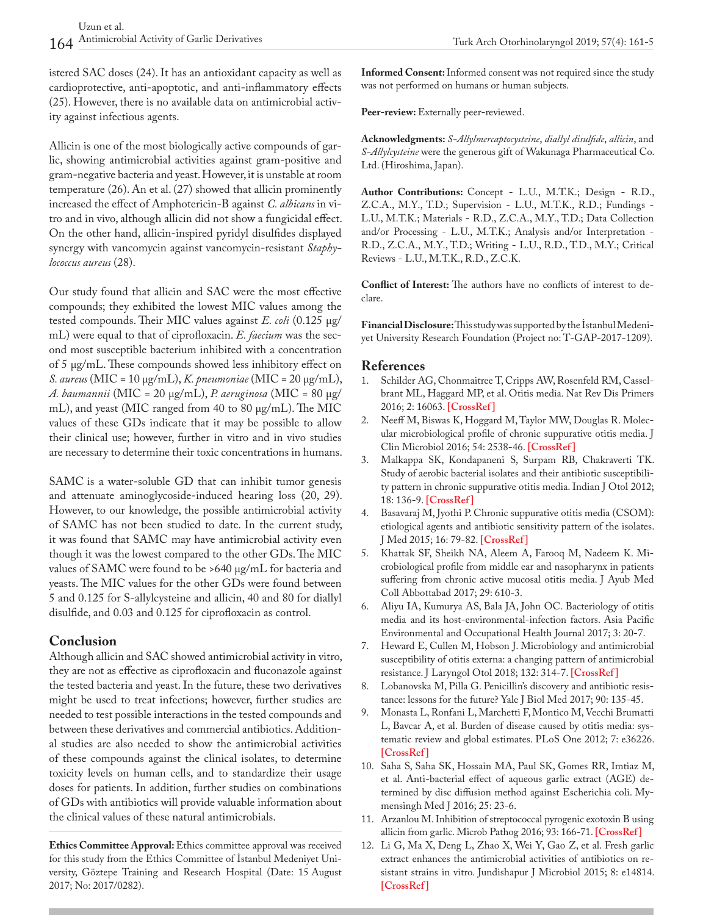istered SAC doses (24). It has an antioxidant capacity as well as cardioprotective, anti-apoptotic, and anti-inflammatory effects (25). However, there is no available data on antimicrobial activity against infectious agents.

Allicin is one of the most biologically active compounds of garlic, showing antimicrobial activities against gram-positive and gram-negative bacteria and yeast. However, it is unstable at room temperature (26). An et al. (27) showed that allicin prominently increased the effect of Amphotericin-B against *C. albicans* in vitro and in vivo, although allicin did not show a fungicidal effect. On the other hand, allicin-inspired pyridyl disulfides displayed synergy with vancomycin against vancomycin-resistant *Staphylococcus aureus* (28).

Our study found that allicin and SAC were the most effective compounds; they exhibited the lowest MIC values among the tested compounds. Their MIC values against *E. coli* (0.125 µg/mL) were equal to that of ciprofloxacin. *E. faecium* was the second most susceptible bacterium inhibited with a concentration of 5 µg/mL. These compounds showed less inhibitory effect on *S. aureus* (MIC = 10 µg/mL), *K. pneumoniae* (MIC = 20 µg/mL), *A. baumannii* (MIC = 20 µg/mL), *P. aeruginosa* (MIC = 80 µg/mL), and yeast (MIC ranged from 40 to 80 µg/mL). The MIC values of these GDs indicate that it may be possible to allow their clinical use; however, further in vitro and in vivo studies are necessary to determine their toxic concentrations in humans.

SAMC is a water-soluble GD that can inhibit tumor genesis and attenuate aminoglycoside-induced hearing loss (20, 29). However, to our knowledge, the possible antimicrobial activity of SAMC has not been studied to date. In the current study, it was found that SAMC may have antimicrobial activity even though it was the lowest compared to the other GDs. The MIC values of SAMC were found to be >640 µg/mL for bacteria and yeasts. The MIC values for the other GDs were found between 5 and 0.125 for S-allylcysteine and allicin, 40 and 80 for diallyl disulfide, and 0.03 and 0.125 for ciprofloxacin as control.

## Conclusion

Although allicin and SAC showed antimicrobial activity in vitro, they are not as effective as ciprofloxacin and fluconazole against the tested bacteria and yeast. In the future, these two derivatives might be used to treat infections; however, further studies are needed to test possible interactions in the tested compounds and between these derivatives and commercial antibiotics. Additional studies are also needed to show the antimicrobial activities of these compounds against the clinical isolates, to determine toxicity levels on human cells, and to standardize their usage doses for patients. In addition, further studies on combinations of GDs with antibiotics will provide valuable information about the clinical values of these natural antimicrobials.

**Ethics Committee Approval:** Ethics committee approval was received for this study from the Ethics Committee of İstanbul Medeniyet University, Göztepe Training and Research Hospital (Date: 15 August 2017; No: 2017/0282).

**Informed Consent:** Informed consent was not required since the study was not performed on humans or human subjects.

**Peer-review:** Externally peer-reviewed.

**Acknowledgments:** *S-Allylmercaptocysteine*, *diallyl disulfide*, *allicin*, and *S-Allylcysteine* were the generous gift of Wakunaga Pharmaceutical Co. Ltd. (Hiroshima, Japan).

**Author Contributions:** Concept - L.U., M.T.K.; Design - R.D., Z.C.A., M.Y., T.D.; Supervision - L.U., M.T.K., R.D.; Fundings - L.U., M.T.K.; Materials - R.D., Z.C.A., M.Y., T.D.; Data Collection and/or Processing - L.U., M.T.K.; Analysis and/or Interpretation - R.D., Z.C.A., M.Y., T.D.; Writing - L.U., R.D., T.D., M.Y.; Critical Reviews - L.U., M.T.K., R.D., Z.C.K.

**Conflict of Interest:** The authors have no conflicts of interest to declare.

**Financial Disclosure:** This study was supported by the İstanbul Medeniyet University Research Foundation (Project no: T-GAP-2017-1209).

## References

1. Schilder AG, Chonmaitree T, Cripps AW, Rosenfeld RM, Casselbrant ML, Haggard MP, et al. Otitis media. Nat Rev Dis Primers 2016; 2: 16063. [CrossRef]
2. Neeff M, Biswas K, Hoggard M, Taylor MW, Douglas R. Molecular microbiological profile of chronic suppurative otitis media. J Clin Microbiol 2016; 54: 2538-46. [CrossRef]
3. Malkappa SK, Kondapaneni S, Surpam RB, Chakraverti TK. Study of aerobic bacterial isolates and their antibiotic susceptibility pattern in chronic suppurative otitis media. Indian J Otol 2012; 18: 136-9. [CrossRef]
4. Basavaraj M, Jyothi P. Chronic suppurative otitis media (CSOM): etiological agents and antibiotic sensitivity pattern of the isolates. J Med 2015; 16: 79-82. [CrossRef]
5. Khattak SF, Sheikh NA, Aleem A, Farooq M, Nadeem K. Microbiological profile from middle ear and nasopharynx in patients suffering from chronic active mucosal otitis media. J Ayub Med Coll Abbottabad 2017; 29: 610-3.
6. Aliyu IA, Kumurya AS, Bala JA, John OC. Bacteriology of otitis media and its host-environmental-infection factors. Asia Pacific Environmental and Occupational Health Journal 2017; 3: 20-7.
7. Heward E, Cullen M, Hobson J. Microbiology and antimicrobial susceptibility of otitis externa: a changing pattern of antimicrobial resistance. J Laryngol Otol 2018; 132: 314-7. [CrossRef]
8. Lobanovska M, Pilla G. Penicillin's discovery and antibiotic resistance: lessons for the future? Yale J Biol Med 2017; 90: 135-45.
9. Monasta L, Ronfani L, Marchetti F, Montico M, Vecchi Brumatti L, Bavcar A, et al. Burden of disease caused by otitis media: systematic review and global estimates. PLoS One 2012; 7: e36226. [CrossRef]
10. Saha S, Saha SK, Hossain MA, Paul SK, Gomes RR, Imtiaz M, et al. Anti-bacterial effect of aqueous garlic extract (AGE) determined by disc diffusion method against Escherichia coli. Mymensingh Med J 2016; 25: 23-6.
11. Arzanlou M. Inhibition of streptococcal pyrogenic exotoxin B using allicin from garlic. Microb Pathog 2016; 93: 166-71. [CrossRef]
12. Li G, Ma X, Deng L, Zhao X, Wei Y, Gao Z, et al. Fresh garlic extract enhances the antimicrobial activities of antibiotics on resistant strains in vitro. Jundishapur J Microbiol 2015; 8: e14814. [CrossRef]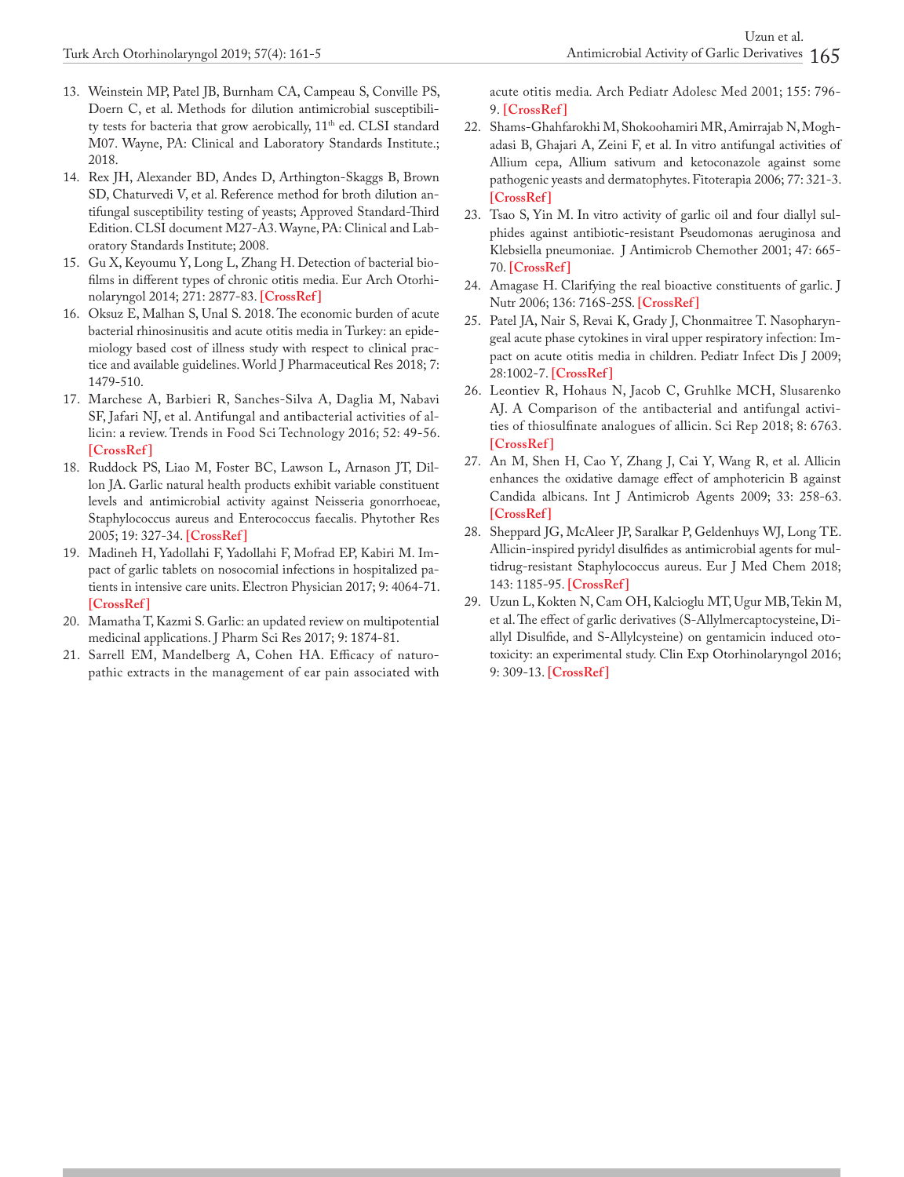13. Weinstein MP, Patel JB, Burnham CA, Campeau S, Conville PS, Doern C, et al. Methods for dilution antimicrobial susceptibility tests for bacteria that grow aerobically, 11th ed. CLSI standard M07. Wayne, PA: Clinical and Laboratory Standards Institute.; 2018.
14. Rex JH, Alexander BD, Andes D, Arthington-Skaggs B, Brown SD, Chaturvedi V, et al. Reference method for broth dilution antifungal susceptibility testing of yeasts; Approved Standard-Third Edition. CLSI document M27-A3. Wayne, PA: Clinical and Laboratory Standards Institute; 2008.
15. Gu X, Keyoumu Y, Long L, Zhang H. Detection of bacterial biofilms in different types of chronic otitis media. Eur Arch Otorhinolaryngol 2014; 271: 2877-83. [CrossRef]
16. Oksuz E, Malhan S, Unal S. 2018. The economic burden of acute bacterial rhinosinusitis and acute otitis media in Turkey: an epidemiology based cost of illness study with respect to clinical practice and available guidelines. World J Pharmaceutical Res 2018; 7: 1479-510.
17. Marchese A, Barbieri R, Sanches-Silva A, Daglia M, Nabavi SF, Jafari NJ, et al. Antifungal and antibacterial activities of allicin: a review. Trends in Food Sci Technology 2016; 52: 49-56. [CrossRef]
18. Ruddock PS, Liao M, Foster BC, Lawson L, Arnason JT, Dillon JA. Garlic natural health products exhibit variable constituent levels and antimicrobial activity against Neisseria gonorrhoeae, Staphylococcus aureus and Enterococcus faecalis. Phytother Res 2005; 19: 327-34. [CrossRef]
19. Madineh H, Yadollahi F, Yadollahi F, Mofrad EP, Kabiri M. Impact of garlic tablets on nosocomial infections in hospitalized patients in intensive care units. Electron Physician 2017; 9: 4064-71. [CrossRef]
20. Mamatha T, Kazmi S. Garlic: an updated review on multipotential medicinal applications. J Pharm Sci Res 2017; 9: 1874-81.
21. Sarrell EM, Mandelberg A, Cohen HA. Efficacy of naturopathic extracts in the management of ear pain associated with acute otitis media. Arch Pediatr Adolesc Med 2001; 155: 796-9. [CrossRef]
22. Shams-Ghahfarokhi M, Shokoohamiri MR, Amirrajab N, Moghadasi B, Ghajari A, Zeini F, et al. In vitro antifungal activities of Allium cepa, Allium sativum and ketoconazole against some pathogenic yeasts and dermatophytes. Fitoterapia 2006; 77: 321-3. [CrossRef]
23. Tsao S, Yin M. In vitro activity of garlic oil and four diallyl sulphides against antibiotic-resistant Pseudomonas aeruginosa and Klebsiella pneumoniae. J Antimicrob Chemother 2001; 47: 665-70. [CrossRef]
24. Amagase H. Clarifying the real bioactive constituents of garlic. J Nutr 2006; 136: 716S-25S. [CrossRef]
25. Patel JA, Nair S, Revai K, Grady J, Chonmaitree T. Nasopharyngeal acute phase cytokines in viral upper respiratory infection: Impact on acute otitis media in children. Pediatr Infect Dis J 2009; 28:1002-7. [CrossRef]
26. Leontiev R, Hohaus N, Jacob C, Gruhlke MCH, Slusarenko AJ. A Comparison of the antibacterial and antifungal activities of thiosulfinate analogues of allicin. Sci Rep 2018; 8: 6763. [CrossRef]
27. An M, Shen H, Cao Y, Zhang J, Cai Y, Wang R, et al. Allicin enhances the oxidative damage effect of amphotericin B against Candida albicans. Int J Antimicrob Agents 2009; 33: 258-63. [CrossRef]
28. Sheppard JG, McAleer JP, Saralkar P, Geldenhuys WJ, Long TE. Allicin-inspired pyridyl disulfides as antimicrobial agents for multidrug-resistant Staphylococcus aureus. Eur J Med Chem 2018; 143: 1185-95. [CrossRef]
29. Uzun L, Kokten N, Cam OH, Kalcioglu MT, Ugur MB, Tekin M, et al. The effect of garlic derivatives (S-Allylmercaptocysteine, Diallyl Disulfide, and S-Allylcysteine) on gentamicin induced ototoxicity: an experimental study. Clin Exp Otorhinolaryngol 2016; 9: 309-13. [CrossRef]